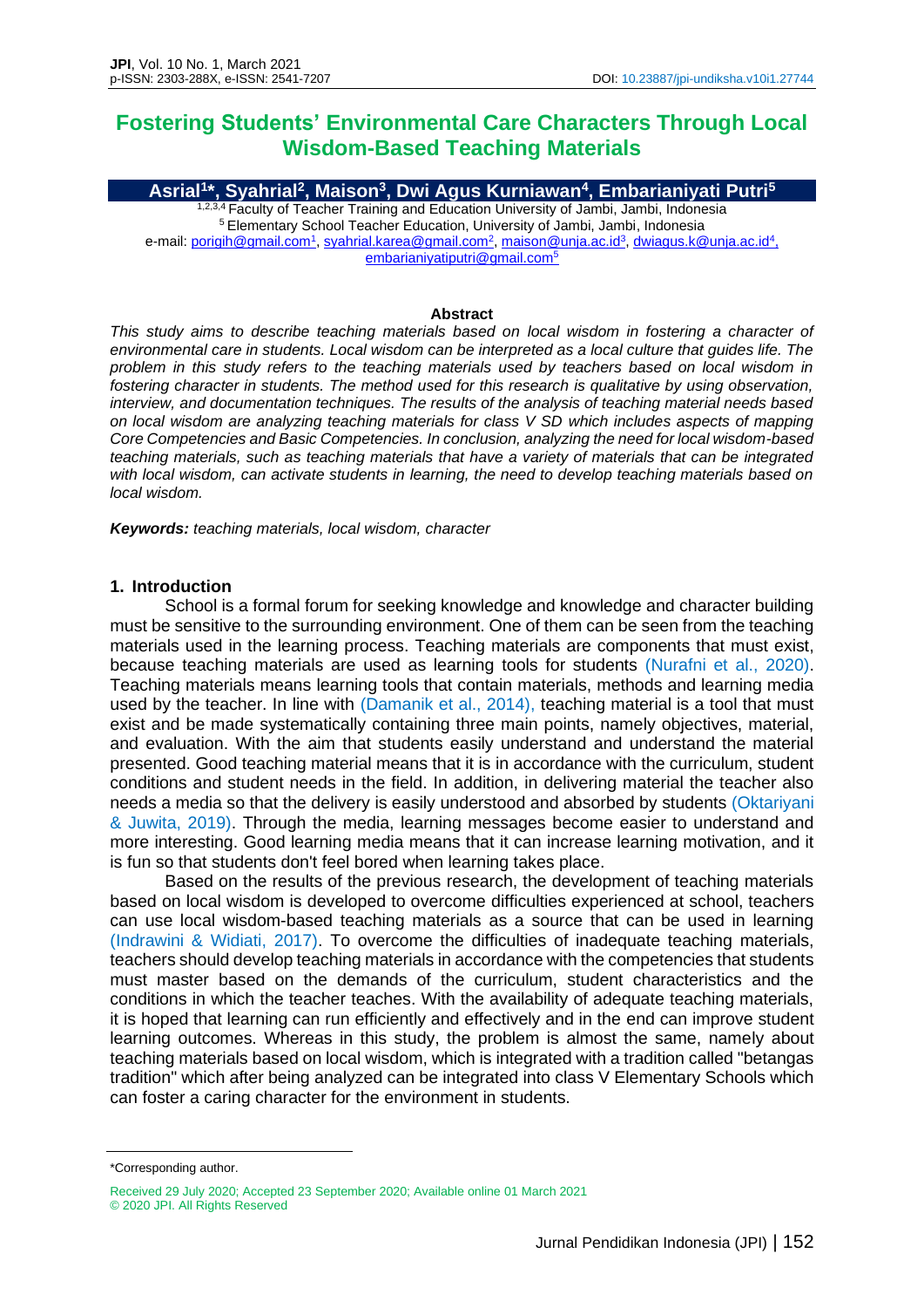# Fostering Students' Environmental Care Characters Through Local Wisdom-Based Teaching Materials

**Asrial[1]*, Syahrial[2], Maison[3], Dwi Agus Kurniawan[4], Embarianiyati Putri[5]**

[1,2,3,4] Faculty of Teacher Training and Education University of Jambi, Jambi, Indonesia
[5] Elementary School Teacher Education, University of Jambi, Jambi, Indonesia
e-mail: porigih@gmail.com[1], syahrial.karea@gmail.com[2], maison@unja.ac.id[3], dwiagus.k@unja.ac.id[4], embarianiyatiputri@gmail.com[5]

**Abstract**

*This study aims to describe teaching materials based on local wisdom in fostering a character of environmental care in students. Local wisdom can be interpreted as a local culture that guides life. The problem in this study refers to the teaching materials used by teachers based on local wisdom in fostering character in students. The method used for this research is qualitative by using observation, interview, and documentation techniques. The results of the analysis of teaching material needs based on local wisdom are analyzing teaching materials for class V SD which includes aspects of mapping Core Competencies and Basic Competencies. In conclusion, analyzing the need for local wisdom-based teaching materials, such as teaching materials that have a variety of materials that can be integrated with local wisdom, can activate students in learning, the need to develop teaching materials based on local wisdom.*

***Keywords:*** *teaching materials, local wisdom, character*

## 1. Introduction

School is a formal forum for seeking knowledge and knowledge and character building must be sensitive to the surrounding environment. One of them can be seen from the teaching materials used in the learning process. Teaching materials are components that must exist, because teaching materials are used as learning tools for students (Nurafni et al., 2020). Teaching materials means learning tools that contain materials, methods and learning media used by the teacher. In line with (Damanik et al., 2014), teaching material is a tool that must exist and be made systematically containing three main points, namely objectives, material, and evaluation. With the aim that students easily understand and understand the material presented. Good teaching material means that it is in accordance with the curriculum, student conditions and student needs in the field. In addition, in delivering material the teacher also needs a media so that the delivery is easily understood and absorbed by students (Oktariyani & Juwita, 2019). Through the media, learning messages become easier to understand and more interesting. Good learning media means that it can increase learning motivation, and it is fun so that students don't feel bored when learning takes place.

Based on the results of the previous research, the development of teaching materials based on local wisdom is developed to overcome difficulties experienced at school, teachers can use local wisdom-based teaching materials as a source that can be used in learning (Indrawini & Widiati, 2017). To overcome the difficulties of inadequate teaching materials, teachers should develop teaching materials in accordance with the competencies that students must master based on the demands of the curriculum, student characteristics and the conditions in which the teacher teaches. With the availability of adequate teaching materials, it is hoped that learning can run efficiently and effectively and in the end can improve student learning outcomes. Whereas in this study, the problem is almost the same, namely about teaching materials based on local wisdom, which is integrated with a tradition called "betangas tradition" which after being analyzed can be integrated into class V Elementary Schools which can foster a caring character for the environment in students.

*Corresponding author.

Received 29 July 2020; Accepted 23 September 2020; Available online 01 March 2021
© 2020 JPI. All Rights Reserved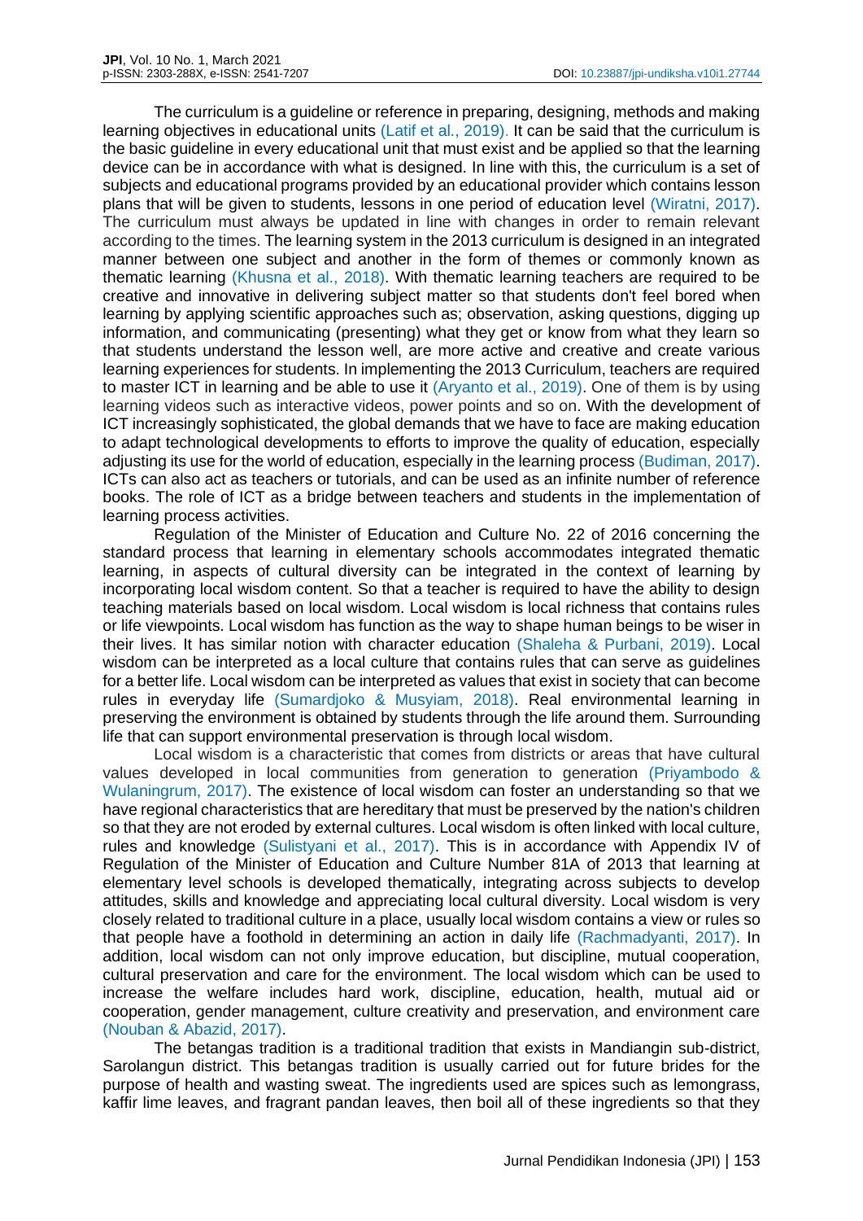The curriculum is a guideline or reference in preparing, designing, methods and making learning objectives in educational units (Latif et al., 2019). It can be said that the curriculum is the basic guideline in every educational unit that must exist and be applied so that the learning device can be in accordance with what is designed. In line with this, the curriculum is a set of subjects and educational programs provided by an educational provider which contains lesson plans that will be given to students, lessons in one period of education level (Wiratni, 2017). The curriculum must always be updated in line with changes in order to remain relevant according to the times. The learning system in the 2013 curriculum is designed in an integrated manner between one subject and another in the form of themes or commonly known as thematic learning (Khusna et al., 2018). With thematic learning teachers are required to be creative and innovative in delivering subject matter so that students don't feel bored when learning by applying scientific approaches such as; observation, asking questions, digging up information, and communicating (presenting) what they get or know from what they learn so that students understand the lesson well, are more active and creative and create various learning experiences for students. In implementing the 2013 Curriculum, teachers are required to master ICT in learning and be able to use it (Aryanto et al., 2019). One of them is by using learning videos such as interactive videos, power points and so on. With the development of ICT increasingly sophisticated, the global demands that we have to face are making education to adapt technological developments to efforts to improve the quality of education, especially adjusting its use for the world of education, especially in the learning process (Budiman, 2017). ICTs can also act as teachers or tutorials, and can be used as an infinite number of reference books. The role of ICT as a bridge between teachers and students in the implementation of learning process activities.

Regulation of the Minister of Education and Culture No. 22 of 2016 concerning the standard process that learning in elementary schools accommodates integrated thematic learning, in aspects of cultural diversity can be integrated in the context of learning by incorporating local wisdom content. So that a teacher is required to have the ability to design teaching materials based on local wisdom. Local wisdom is local richness that contains rules or life viewpoints. Local wisdom has function as the way to shape human beings to be wiser in their lives. It has similar notion with character education (Shaleha & Purbani, 2019). Local wisdom can be interpreted as a local culture that contains rules that can serve as guidelines for a better life. Local wisdom can be interpreted as values that exist in society that can become rules in everyday life (Sumardjoko & Musyiam, 2018). Real environmental learning in preserving the environment is obtained by students through the life around them. Surrounding life that can support environmental preservation is through local wisdom.

Local wisdom is a characteristic that comes from districts or areas that have cultural values developed in local communities from generation to generation (Priyambodo & Wulaningrum, 2017). The existence of local wisdom can foster an understanding so that we have regional characteristics that are hereditary that must be preserved by the nation's children so that they are not eroded by external cultures. Local wisdom is often linked with local culture, rules and knowledge (Sulistyani et al., 2017). This is in accordance with Appendix IV of Regulation of the Minister of Education and Culture Number 81A of 2013 that learning at elementary level schools is developed thematically, integrating across subjects to develop attitudes, skills and knowledge and appreciating local cultural diversity. Local wisdom is very closely related to traditional culture in a place, usually local wisdom contains a view or rules so that people have a foothold in determining an action in daily life (Rachmadyanti, 2017). In addition, local wisdom can not only improve education, but discipline, mutual cooperation, cultural preservation and care for the environment. The local wisdom which can be used to increase the welfare includes hard work, discipline, education, health, mutual aid or cooperation, gender management, culture creativity and preservation, and environment care (Nouban & Abazid, 2017).

The betangas tradition is a traditional tradition that exists in Mandiangin sub-district, Sarolangun district. This betangas tradition is usually carried out for future brides for the purpose of health and wasting sweat. The ingredients used are spices such as lemongrass, kaffir lime leaves, and fragrant pandan leaves, then boil all of these ingredients so that they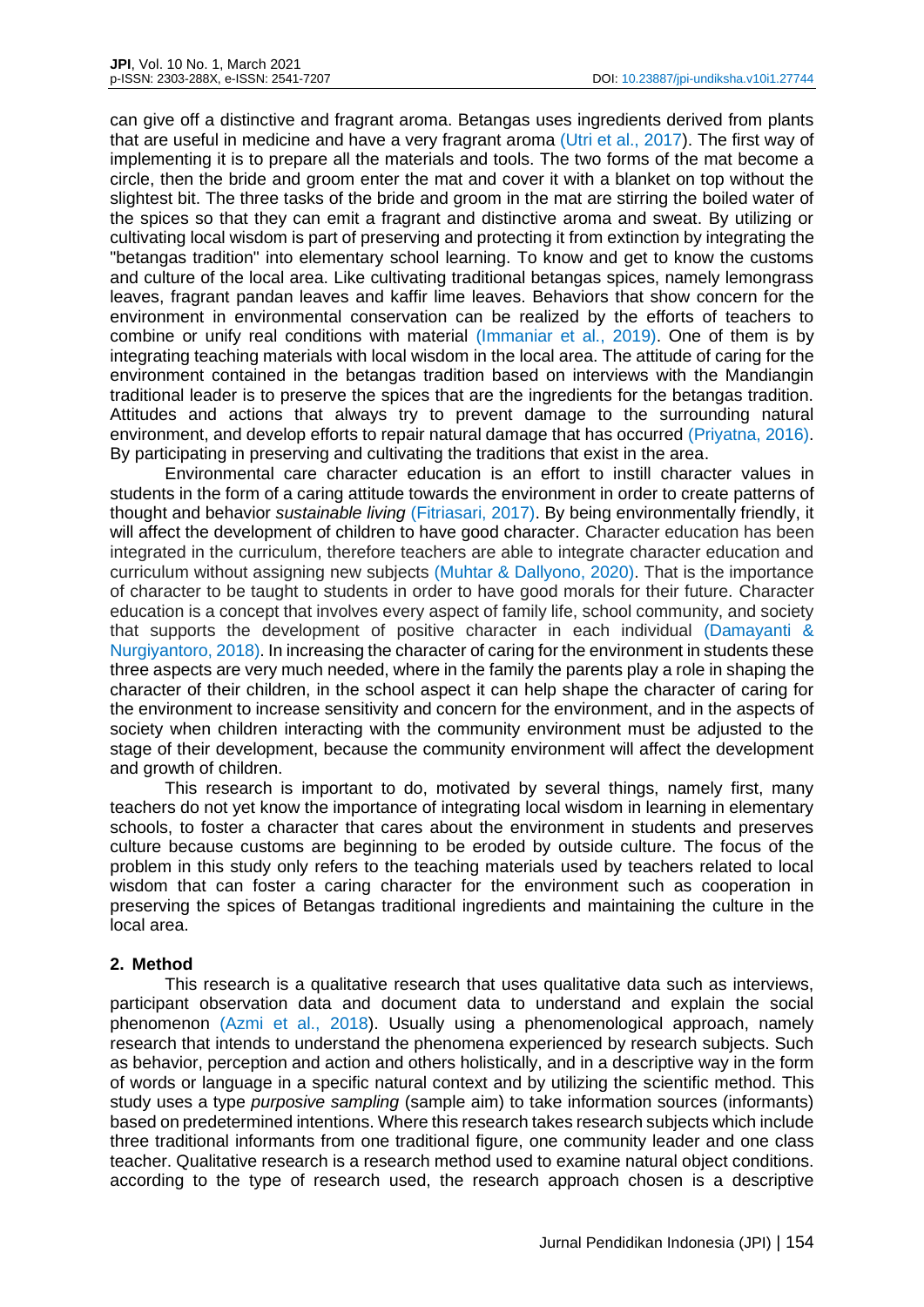can give off a distinctive and fragrant aroma. Betangas uses ingredients derived from plants that are useful in medicine and have a very fragrant aroma (Utri et al., 2017). The first way of implementing it is to prepare all the materials and tools. The two forms of the mat become a circle, then the bride and groom enter the mat and cover it with a blanket on top without the slightest bit. The three tasks of the bride and groom in the mat are stirring the boiled water of the spices so that they can emit a fragrant and distinctive aroma and sweat. By utilizing or cultivating local wisdom is part of preserving and protecting it from extinction by integrating the "betangas tradition" into elementary school learning. To know and get to know the customs and culture of the local area. Like cultivating traditional betangas spices, namely lemongrass leaves, fragrant pandan leaves and kaffir lime leaves. Behaviors that show concern for the environment in environmental conservation can be realized by the efforts of teachers to combine or unify real conditions with material (Immaniar et al., 2019). One of them is by integrating teaching materials with local wisdom in the local area. The attitude of caring for the environment contained in the betangas tradition based on interviews with the Mandiangin traditional leader is to preserve the spices that are the ingredients for the betangas tradition. Attitudes and actions that always try to prevent damage to the surrounding natural environment, and develop efforts to repair natural damage that has occurred (Priyatna, 2016). By participating in preserving and cultivating the traditions that exist in the area.

Environmental care character education is an effort to instill character values in students in the form of a caring attitude towards the environment in order to create patterns of thought and behavior *sustainable living* (Fitriasari, 2017). By being environmentally friendly, it will affect the development of children to have good character. Character education has been integrated in the curriculum, therefore teachers are able to integrate character education and curriculum without assigning new subjects (Muhtar & Dallyono, 2020). That is the importance of character to be taught to students in order to have good morals for their future. Character education is a concept that involves every aspect of family life, school community, and society that supports the development of positive character in each individual (Damayanti & Nurgiyantoro, 2018). In increasing the character of caring for the environment in students these three aspects are very much needed, where in the family the parents play a role in shaping the character of their children, in the school aspect it can help shape the character of caring for the environment to increase sensitivity and concern for the environment, and in the aspects of society when children interacting with the community environment must be adjusted to the stage of their development, because the community environment will affect the development and growth of children.

This research is important to do, motivated by several things, namely first, many teachers do not yet know the importance of integrating local wisdom in learning in elementary schools, to foster a character that cares about the environment in students and preserves culture because customs are beginning to be eroded by outside culture. The focus of the problem in this study only refers to the teaching materials used by teachers related to local wisdom that can foster a caring character for the environment such as cooperation in preserving the spices of Betangas traditional ingredients and maintaining the culture in the local area.

## 2. Method

This research is a qualitative research that uses qualitative data such as interviews, participant observation data and document data to understand and explain the social phenomenon (Azmi et al., 2018). Usually using a phenomenological approach, namely research that intends to understand the phenomena experienced by research subjects. Such as behavior, perception and action and others holistically, and in a descriptive way in the form of words or language in a specific natural context and by utilizing the scientific method. This study uses a type *purposive sampling* (sample aim) to take information sources (informants) based on predetermined intentions. Where this research takes research subjects which include three traditional informants from one traditional figure, one community leader and one class teacher. Qualitative research is a research method used to examine natural object conditions. according to the type of research used, the research approach chosen is a descriptive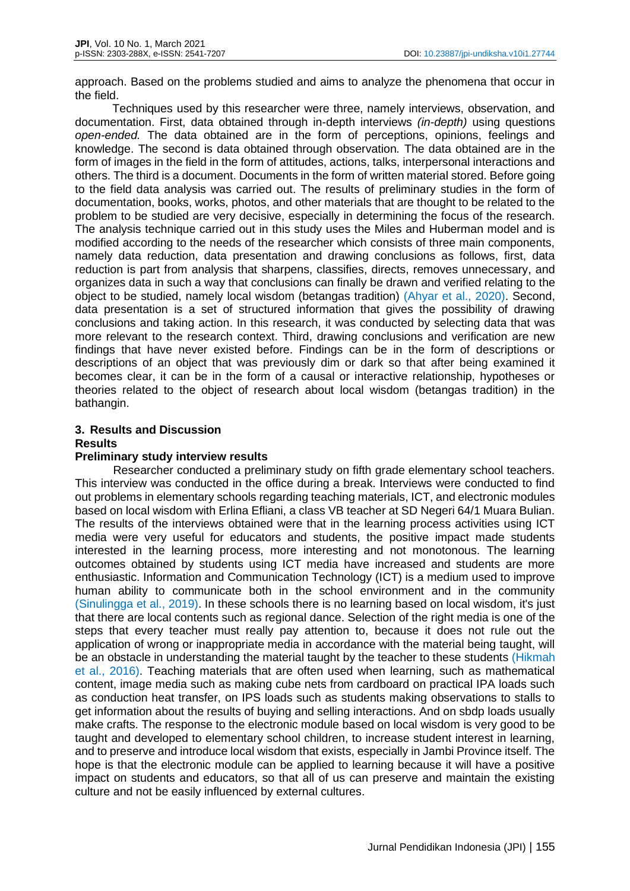approach. Based on the problems studied and aims to analyze the phenomena that occur in the field.

Techniques used by this researcher were three, namely interviews, observation, and documentation. First, data obtained through in-depth interviews *(in-depth)* using questions *open-ended.* The data obtained are in the form of perceptions, opinions, feelings and knowledge. The second is data obtained through observation*.* The data obtained are in the form of images in the field in the form of attitudes, actions, talks, interpersonal interactions and others. The third is a document. Documents in the form of written material stored. Before going to the field data analysis was carried out. The results of preliminary studies in the form of documentation, books, works, photos, and other materials that are thought to be related to the problem to be studied are very decisive, especially in determining the focus of the research. The analysis technique carried out in this study uses the Miles and Huberman model and is modified according to the needs of the researcher which consists of three main components, namely data reduction, data presentation and drawing conclusions as follows, first, data reduction is part from analysis that sharpens, classifies, directs, removes unnecessary, and organizes data in such a way that conclusions can finally be drawn and verified relating to the object to be studied, namely local wisdom (betangas tradition) (Ahyar et al., 2020). Second, data presentation is a set of structured information that gives the possibility of drawing conclusions and taking action. In this research, it was conducted by selecting data that was more relevant to the research context. Third, drawing conclusions and verification are new findings that have never existed before. Findings can be in the form of descriptions or descriptions of an object that was previously dim or dark so that after being examined it becomes clear, it can be in the form of a causal or interactive relationship, hypotheses or theories related to the object of research about local wisdom (betangas tradition) in the bathangin.

## 3. Results and Discussion

### Results

### Preliminary study interview results

Researcher conducted a preliminary study on fifth grade elementary school teachers. This interview was conducted in the office during a break. Interviews were conducted to find out problems in elementary schools regarding teaching materials, ICT, and electronic modules based on local wisdom with Erlina Efliani, a class VB teacher at SD Negeri 64/1 Muara Bulian. The results of the interviews obtained were that in the learning process activities using ICT media were very useful for educators and students, the positive impact made students interested in the learning process, more interesting and not monotonous. The learning outcomes obtained by students using ICT media have increased and students are more enthusiastic. Information and Communication Technology (ICT) is a medium used to improve human ability to communicate both in the school environment and in the community (Sinulingga et al., 2019). In these schools there is no learning based on local wisdom, it's just that there are local contents such as regional dance. Selection of the right media is one of the steps that every teacher must really pay attention to, because it does not rule out the application of wrong or inappropriate media in accordance with the material being taught, will be an obstacle in understanding the material taught by the teacher to these students (Hikmah et al., 2016). Teaching materials that are often used when learning, such as mathematical content, image media such as making cube nets from cardboard on practical IPA loads such as conduction heat transfer, on IPS loads such as students making observations to stalls to get information about the results of buying and selling interactions. And on sbdp loads usually make crafts. The response to the electronic module based on local wisdom is very good to be taught and developed to elementary school children, to increase student interest in learning, and to preserve and introduce local wisdom that exists, especially in Jambi Province itself. The hope is that the electronic module can be applied to learning because it will have a positive impact on students and educators, so that all of us can preserve and maintain the existing culture and not be easily influenced by external cultures.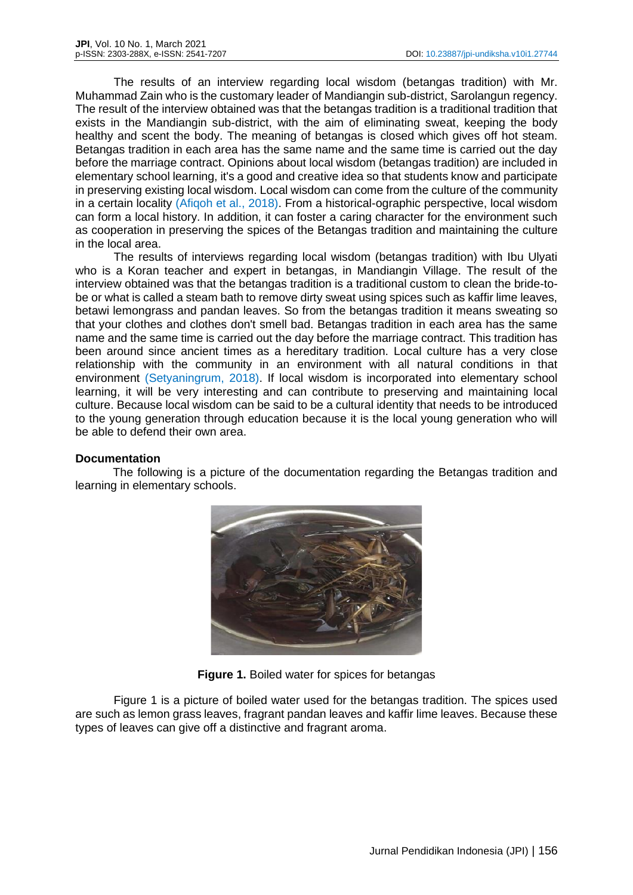The results of an interview regarding local wisdom (betangas tradition) with Mr. Muhammad Zain who is the customary leader of Mandiangin sub-district, Sarolangun regency. The result of the interview obtained was that the betangas tradition is a traditional tradition that exists in the Mandiangin sub-district, with the aim of eliminating sweat, keeping the body healthy and scent the body. The meaning of betangas is closed which gives off hot steam. Betangas tradition in each area has the same name and the same time is carried out the day before the marriage contract. Opinions about local wisdom (betangas tradition) are included in elementary school learning, it's a good and creative idea so that students know and participate in preserving existing local wisdom. Local wisdom can come from the culture of the community in a certain locality (Afiqoh et al., 2018). From a historical-ographic perspective, local wisdom can form a local history. In addition, it can foster a caring character for the environment such as cooperation in preserving the spices of the Betangas tradition and maintaining the culture in the local area.

The results of interviews regarding local wisdom (betangas tradition) with Ibu Ulyati who is a Koran teacher and expert in betangas, in Mandiangin Village. The result of the interview obtained was that the betangas tradition is a traditional custom to clean the bride-to-be or what is called a steam bath to remove dirty sweat using spices such as kaffir lime leaves, betawi lemongrass and pandan leaves. So from the betangas tradition it means sweating so that your clothes and clothes don't smell bad. Betangas tradition in each area has the same name and the same time is carried out the day before the marriage contract. This tradition has been around since ancient times as a hereditary tradition. Local culture has a very close relationship with the community in an environment with all natural conditions in that environment (Setyaningrum, 2018). If local wisdom is incorporated into elementary school learning, it will be very interesting and can contribute to preserving and maintaining local culture. Because local wisdom can be said to be a cultural identity that needs to be introduced to the young generation through education because it is the local young generation who will be able to defend their own area.

**Documentation**

The following is a picture of the documentation regarding the Betangas tradition and learning in elementary schools.

**Figure 1.** Boiled water for spices for betangas

Figure 1 is a picture of boiled water used for the betangas tradition. The spices used are such as lemon grass leaves, fragrant pandan leaves and kaffir lime leaves. Because these types of leaves can give off a distinctive and fragrant aroma.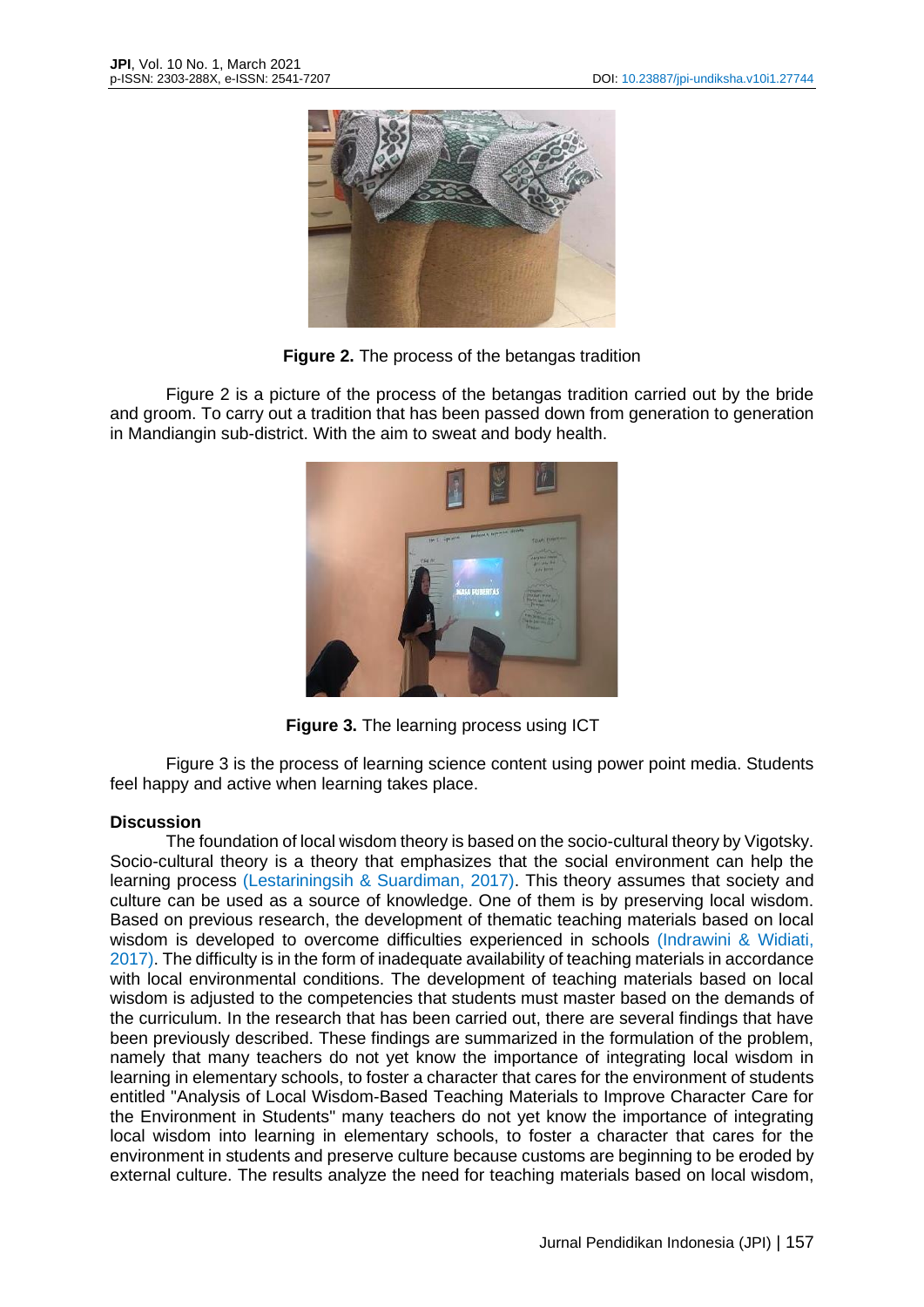**Figure 2.** The process of the betangas tradition

Figure 2 is a picture of the process of the betangas tradition carried out by the bride and groom. To carry out a tradition that has been passed down from generation to generation in Mandiangin sub-district. With the aim to sweat and body health.

**Figure 3.** The learning process using ICT

Figure 3 is the process of learning science content using power point media. Students feel happy and active when learning takes place.

## Discussion

The foundation of local wisdom theory is based on the socio-cultural theory by Vigotsky. Socio-cultural theory is a theory that emphasizes that the social environment can help the learning process (Lestariningsih & Suardiman, 2017). This theory assumes that society and culture can be used as a source of knowledge. One of them is by preserving local wisdom. Based on previous research, the development of thematic teaching materials based on local wisdom is developed to overcome difficulties experienced in schools (Indrawini & Widiati, 2017). The difficulty is in the form of inadequate availability of teaching materials in accordance with local environmental conditions. The development of teaching materials based on local wisdom is adjusted to the competencies that students must master based on the demands of the curriculum. In the research that has been carried out, there are several findings that have been previously described. These findings are summarized in the formulation of the problem, namely that many teachers do not yet know the importance of integrating local wisdom in learning in elementary schools, to foster a character that cares for the environment of students entitled "Analysis of Local Wisdom-Based Teaching Materials to Improve Character Care for the Environment in Students" many teachers do not yet know the importance of integrating local wisdom into learning in elementary schools, to foster a character that cares for the environment in students and preserve culture because customs are beginning to be eroded by external culture. The results analyze the need for teaching materials based on local wisdom,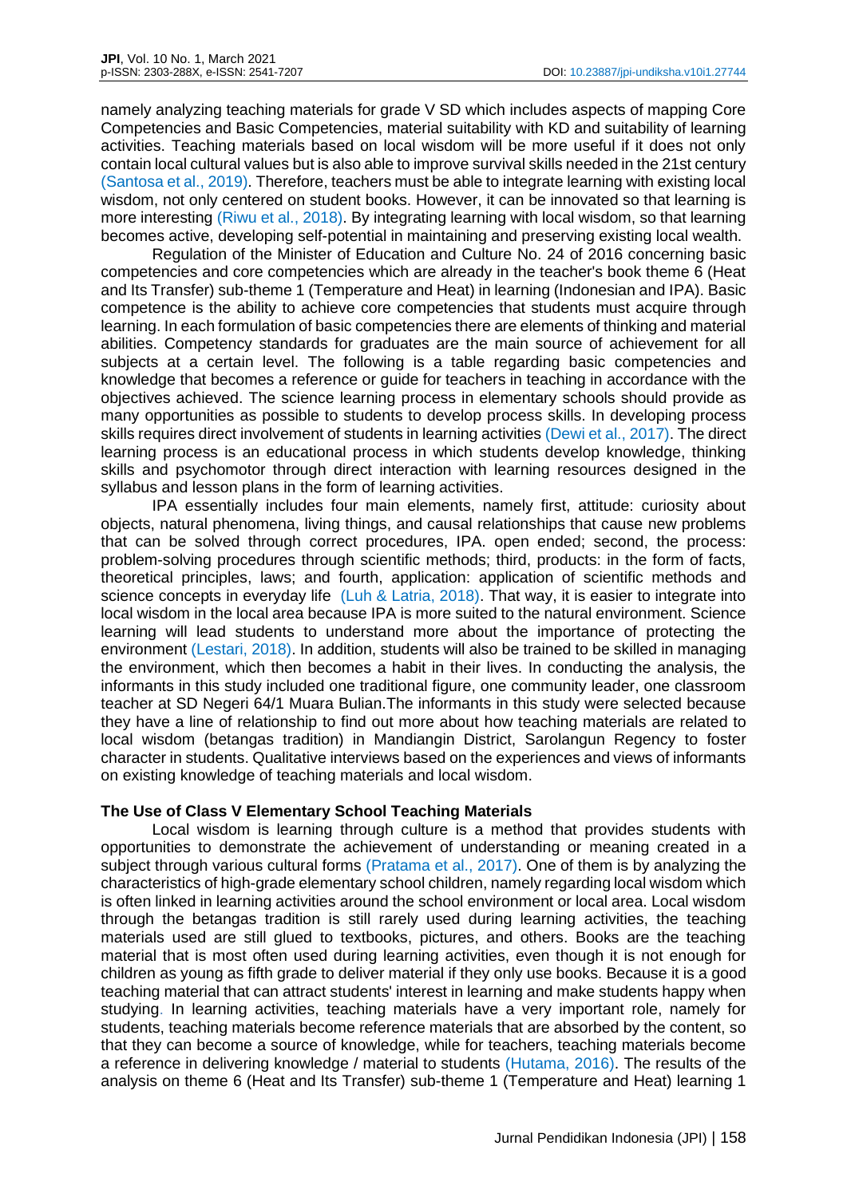namely analyzing teaching materials for grade V SD which includes aspects of mapping Core Competencies and Basic Competencies, material suitability with KD and suitability of learning activities. Teaching materials based on local wisdom will be more useful if it does not only contain local cultural values but is also able to improve survival skills needed in the 21st century (Santosa et al., 2019). Therefore, teachers must be able to integrate learning with existing local wisdom, not only centered on student books. However, it can be innovated so that learning is more interesting (Riwu et al., 2018). By integrating learning with local wisdom, so that learning becomes active, developing self-potential in maintaining and preserving existing local wealth.

Regulation of the Minister of Education and Culture No. 24 of 2016 concerning basic competencies and core competencies which are already in the teacher's book theme 6 (Heat and Its Transfer) sub-theme 1 (Temperature and Heat) in learning (Indonesian and IPA). Basic competence is the ability to achieve core competencies that students must acquire through learning. In each formulation of basic competencies there are elements of thinking and material abilities. Competency standards for graduates are the main source of achievement for all subjects at a certain level. The following is a table regarding basic competencies and knowledge that becomes a reference or guide for teachers in teaching in accordance with the objectives achieved. The science learning process in elementary schools should provide as many opportunities as possible to students to develop process skills. In developing process skills requires direct involvement of students in learning activities (Dewi et al., 2017). The direct learning process is an educational process in which students develop knowledge, thinking skills and psychomotor through direct interaction with learning resources designed in the syllabus and lesson plans in the form of learning activities.

IPA essentially includes four main elements, namely first, attitude: curiosity about objects, natural phenomena, living things, and causal relationships that cause new problems that can be solved through correct procedures, IPA. open ended; second, the process: problem-solving procedures through scientific methods; third, products: in the form of facts, theoretical principles, laws; and fourth, application: application of scientific methods and science concepts in everyday life (Luh & Latria, 2018). That way, it is easier to integrate into local wisdom in the local area because IPA is more suited to the natural environment. Science learning will lead students to understand more about the importance of protecting the environment (Lestari, 2018). In addition, students will also be trained to be skilled in managing the environment, which then becomes a habit in their lives. In conducting the analysis, the informants in this study included one traditional figure, one community leader, one classroom teacher at SD Negeri 64/1 Muara Bulian.The informants in this study were selected because they have a line of relationship to find out more about how teaching materials are related to local wisdom (betangas tradition) in Mandiangin District, Sarolangun Regency to foster character in students. Qualitative interviews based on the experiences and views of informants on existing knowledge of teaching materials and local wisdom.

**The Use of Class V Elementary School Teaching Materials**

Local wisdom is learning through culture is a method that provides students with opportunities to demonstrate the achievement of understanding or meaning created in a subject through various cultural forms (Pratama et al., 2017). One of them is by analyzing the characteristics of high-grade elementary school children, namely regarding local wisdom which is often linked in learning activities around the school environment or local area. Local wisdom through the betangas tradition is still rarely used during learning activities, the teaching materials used are still glued to textbooks, pictures, and others. Books are the teaching material that is most often used during learning activities, even though it is not enough for children as young as fifth grade to deliver material if they only use books. Because it is a good teaching material that can attract students' interest in learning and make students happy when studying. In learning activities, teaching materials have a very important role, namely for students, teaching materials become reference materials that are absorbed by the content, so that they can become a source of knowledge, while for teachers, teaching materials become a reference in delivering knowledge / material to students (Hutama, 2016). The results of the analysis on theme 6 (Heat and Its Transfer) sub-theme 1 (Temperature and Heat) learning 1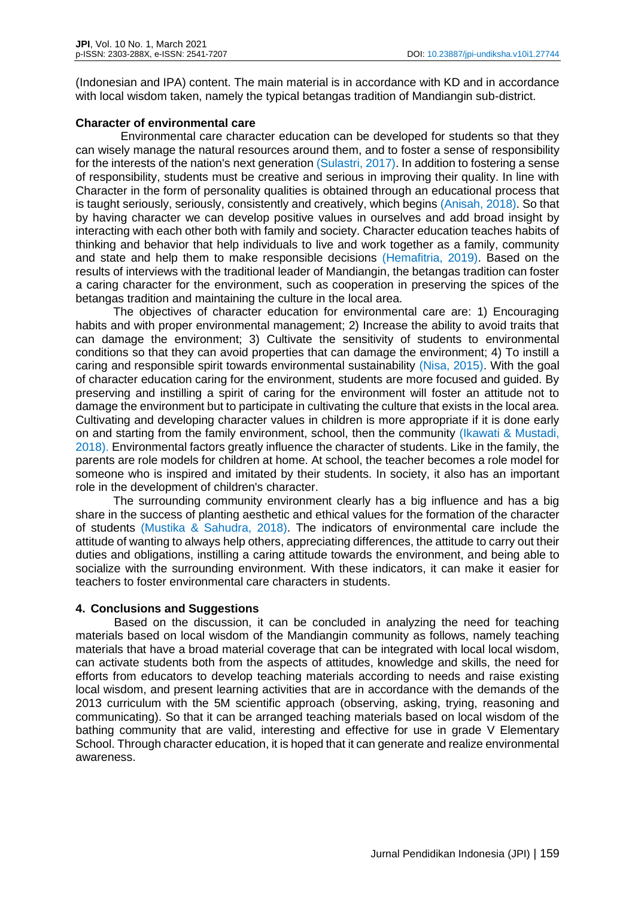(Indonesian and IPA) content. The main material is in accordance with KD and in accordance with local wisdom taken, namely the typical betangas tradition of Mandiangin sub-district.

### Character of environmental care

Environmental care character education can be developed for students so that they can wisely manage the natural resources around them, and to foster a sense of responsibility for the interests of the nation's next generation (Sulastri, 2017). In addition to fostering a sense of responsibility, students must be creative and serious in improving their quality. In line with Character in the form of personality qualities is obtained through an educational process that is taught seriously, seriously, consistently and creatively, which begins (Anisah, 2018). So that by having character we can develop positive values in ourselves and add broad insight by interacting with each other both with family and society. Character education teaches habits of thinking and behavior that help individuals to live and work together as a family, community and state and help them to make responsible decisions (Hemafitria, 2019). Based on the results of interviews with the traditional leader of Mandiangin, the betangas tradition can foster a caring character for the environment, such as cooperation in preserving the spices of the betangas tradition and maintaining the culture in the local area.

The objectives of character education for environmental care are: 1) Encouraging habits and with proper environmental management; 2) Increase the ability to avoid traits that can damage the environment; 3) Cultivate the sensitivity of students to environmental conditions so that they can avoid properties that can damage the environment; 4) To instill a caring and responsible spirit towards environmental sustainability (Nisa, 2015). With the goal of character education caring for the environment, students are more focused and guided. By preserving and instilling a spirit of caring for the environment will foster an attitude not to damage the environment but to participate in cultivating the culture that exists in the local area. Cultivating and developing character values in children is more appropriate if it is done early on and starting from the family environment, school, then the community (Ikawati & Mustadi, 2018). Environmental factors greatly influence the character of students. Like in the family, the parents are role models for children at home. At school, the teacher becomes a role model for someone who is inspired and imitated by their students. In society, it also has an important role in the development of children's character.

The surrounding community environment clearly has a big influence and has a big share in the success of planting aesthetic and ethical values for the formation of the character of students (Mustika & Sahudra, 2018). The indicators of environmental care include the attitude of wanting to always help others, appreciating differences, the attitude to carry out their duties and obligations, instilling a caring attitude towards the environment, and being able to socialize with the surrounding environment. With these indicators, it can make it easier for teachers to foster environmental care characters in students.

## 4. Conclusions and Suggestions

Based on the discussion, it can be concluded in analyzing the need for teaching materials based on local wisdom of the Mandiangin community as follows, namely teaching materials that have a broad material coverage that can be integrated with local local wisdom, can activate students both from the aspects of attitudes, knowledge and skills, the need for efforts from educators to develop teaching materials according to needs and raise existing local wisdom, and present learning activities that are in accordance with the demands of the 2013 curriculum with the 5M scientific approach (observing, asking, trying, reasoning and communicating). So that it can be arranged teaching materials based on local wisdom of the bathing community that are valid, interesting and effective for use in grade V Elementary School. Through character education, it is hoped that it can generate and realize environmental awareness.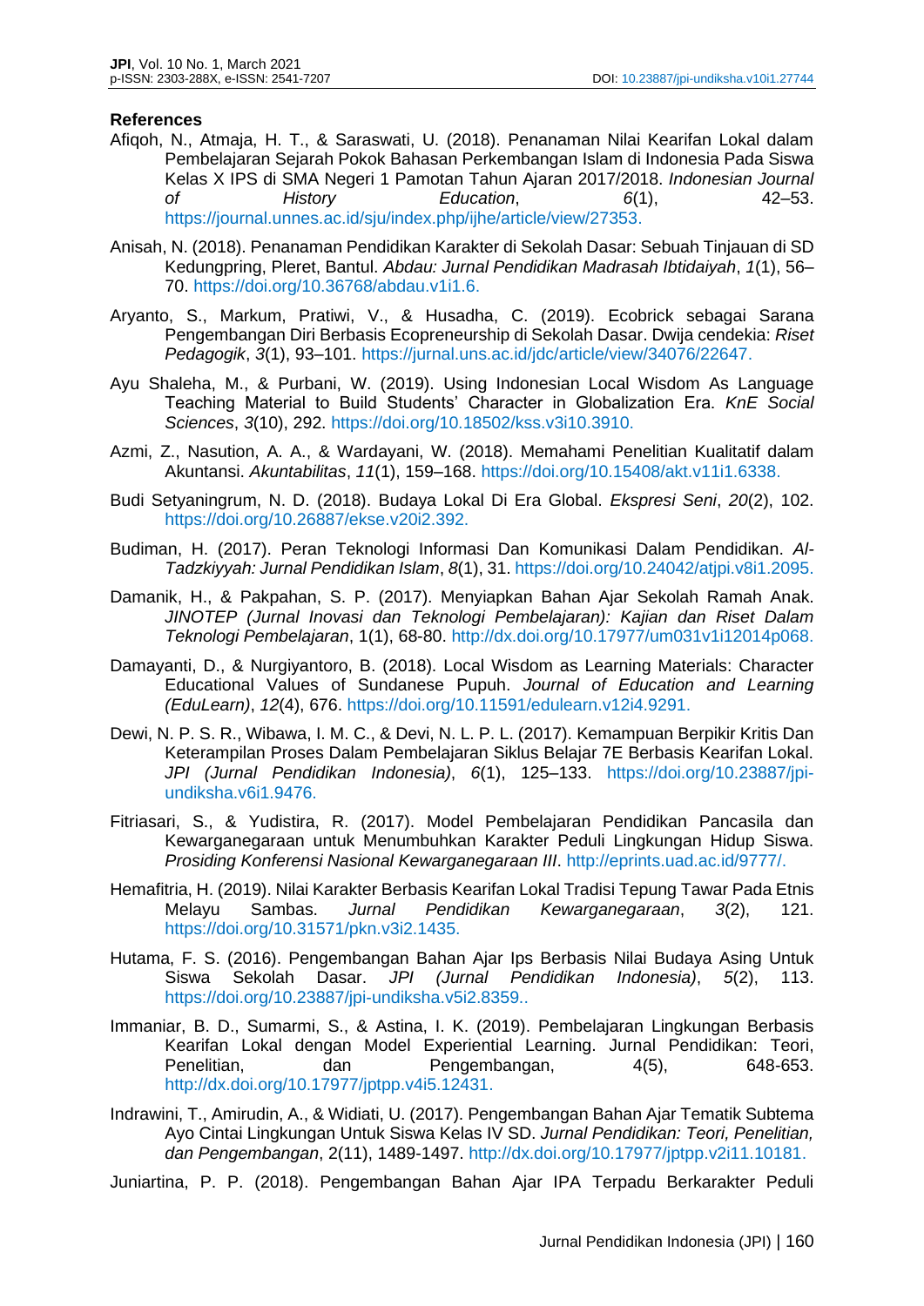## References

Afiqoh, N., Atmaja, H. T., & Saraswati, U. (2018). Penanaman Nilai Kearifan Lokal dalam Pembelajaran Sejarah Pokok Bahasan Perkembangan Islam di Indonesia Pada Siswa Kelas X IPS di SMA Negeri 1 Pamotan Tahun Ajaran 2017/2018. *Indonesian Journal of History Education*, *6*(1), 42–53. https://journal.unnes.ac.id/sju/index.php/ijhe/article/view/27353.

Anisah, N. (2018). Penanaman Pendidikan Karakter di Sekolah Dasar: Sebuah Tinjauan di SD Kedungpring, Pleret, Bantul. *Abdau: Jurnal Pendidikan Madrasah Ibtidaiyah*, *1*(1), 56–70. https://doi.org/10.36768/abdau.v1i1.6.

Aryanto, S., Markum, Pratiwi, V., & Husadha, C. (2019). Ecobrick sebagai Sarana Pengembangan Diri Berbasis Ecopreneurship di Sekolah Dasar. Dwija cendekia: *Riset Pedagogik*, *3*(1), 93–101. https://jurnal.uns.ac.id/jdc/article/view/34076/22647.

Ayu Shaleha, M., & Purbani, W. (2019). Using Indonesian Local Wisdom As Language Teaching Material to Build Students' Character in Globalization Era. *KnE Social Sciences*, *3*(10), 292. https://doi.org/10.18502/kss.v3i10.3910.

Azmi, Z., Nasution, A. A., & Wardayani, W. (2018). Memahami Penelitian Kualitatif dalam Akuntansi. *Akuntabilitas*, *11*(1), 159–168. https://doi.org/10.15408/akt.v11i1.6338.

Budi Setyaningrum, N. D. (2018). Budaya Lokal Di Era Global. *Ekspresi Seni*, *20*(2), 102. https://doi.org/10.26887/ekse.v20i2.392.

Budiman, H. (2017). Peran Teknologi Informasi Dan Komunikasi Dalam Pendidikan. *Al-Tadzkiyyah: Jurnal Pendidikan Islam*, *8*(1), 31. https://doi.org/10.24042/atjpi.v8i1.2095.

Damanik, H., & Pakpahan, S. P. (2017). Menyiapkan Bahan Ajar Sekolah Ramah Anak. *JINOTEP (Jurnal Inovasi dan Teknologi Pembelajaran): Kajian dan Riset Dalam Teknologi Pembelajaran*, 1(1), 68-80. http://dx.doi.org/10.17977/um031v1i12014p068.

Damayanti, D., & Nurgiyantoro, B. (2018). Local Wisdom as Learning Materials: Character Educational Values of Sundanese Pupuh. *Journal of Education and Learning (EduLearn)*, *12*(4), 676. https://doi.org/10.11591/edulearn.v12i4.9291.

Dewi, N. P. S. R., Wibawa, I. M. C., & Devi, N. L. P. L. (2017). Kemampuan Berpikir Kritis Dan Keterampilan Proses Dalam Pembelajaran Siklus Belajar 7E Berbasis Kearifan Lokal. *JPI (Jurnal Pendidikan Indonesia)*, *6*(1), 125–133. https://doi.org/10.23887/jpi-undiksha.v6i1.9476.

Fitriasari, S., & Yudistira, R. (2017). Model Pembelajaran Pendidikan Pancasila dan Kewarganegaraan untuk Menumbuhkan Karakter Peduli Lingkungan Hidup Siswa. *Prosiding Konferensi Nasional Kewarganegaraan III*. http://eprints.uad.ac.id/9777/.

Hemafitria, H. (2019). Nilai Karakter Berbasis Kearifan Lokal Tradisi Tepung Tawar Pada Etnis Melayu Sambas. *Jurnal Pendidikan Kewarganegaraan*, *3*(2), 121. https://doi.org/10.31571/pkn.v3i2.1435.

Hutama, F. S. (2016). Pengembangan Bahan Ajar Ips Berbasis Nilai Budaya Asing Untuk Siswa Sekolah Dasar. *JPI (Jurnal Pendidikan Indonesia)*, *5*(2), 113. https://doi.org/10.23887/jpi-undiksha.v5i2.8359..

Immaniar, B. D., Sumarmi, S., & Astina, I. K. (2019). Pembelajaran Lingkungan Berbasis Kearifan Lokal dengan Model Experiential Learning. Jurnal Pendidikan: Teori, Penelitian, dan Pengembangan, 4(5), 648-653. http://dx.doi.org/10.17977/jptpp.v4i5.12431.

Indrawini, T., Amirudin, A., & Widiati, U. (2017). Pengembangan Bahan Ajar Tematik Subtema Ayo Cintai Lingkungan Untuk Siswa Kelas IV SD. *Jurnal Pendidikan: Teori, Penelitian, dan Pengembangan*, 2(11), 1489-1497. http://dx.doi.org/10.17977/jptpp.v2i11.10181.

Juniartina, P. P. (2018). Pengembangan Bahan Ajar IPA Terpadu Berkarakter Peduli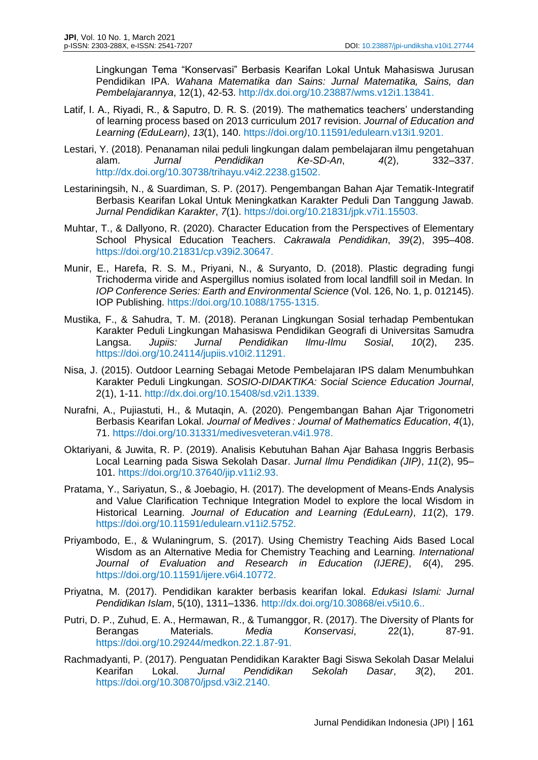Lingkungan Tema "Konservasi" Berbasis Kearifan Lokal Untuk Mahasiswa Jurusan Pendidikan IPA. *Wahana Matematika dan Sains: Jurnal Matematika, Sains, dan Pembelajarannya*, 12(1), 42-53. http://dx.doi.org/10.23887/wms.v12i1.13841.

Latif, I. A., Riyadi, R., & Saputro, D. R. S. (2019). The mathematics teachers' understanding of learning process based on 2013 curriculum 2017 revision. *Journal of Education and Learning (EduLearn)*, *13*(1), 140. https://doi.org/10.11591/edulearn.v13i1.9201.

Lestari, Y. (2018). Penanaman nilai peduli lingkungan dalam pembelajaran ilmu pengetahuan alam. *Jurnal Pendidikan Ke-SD-An*, *4*(2), 332–337. http://dx.doi.org/10.30738/trihayu.v4i2.2238.g1502.

Lestariningsih, N., & Suardiman, S. P. (2017). Pengembangan Bahan Ajar Tematik-Integratif Berbasis Kearifan Lokal Untuk Meningkatkan Karakter Peduli Dan Tanggung Jawab. *Jurnal Pendidikan Karakter*, *7*(1). https://doi.org/10.21831/jpk.v7i1.15503.

Muhtar, T., & Dallyono, R. (2020). Character Education from the Perspectives of Elementary School Physical Education Teachers. *Cakrawala Pendidikan*, *39*(2), 395–408. https://doi.org/10.21831/cp.v39i2.30647.

Munir, E., Harefa, R. S. M., Priyani, N., & Suryanto, D. (2018). Plastic degrading fungi Trichoderma viride and Aspergillus nomius isolated from local landfill soil in Medan. In *IOP Conference Series: Earth and Environmental Science* (Vol. 126, No. 1, p. 012145). IOP Publishing. https://doi.org/10.1088/1755-1315.

Mustika, F., & Sahudra, T. M. (2018). Peranan Lingkungan Sosial terhadap Pembentukan Karakter Peduli Lingkungan Mahasiswa Pendidikan Geografi di Universitas Samudra Langsa. *Jupiis: Jurnal Pendidikan Ilmu-Ilmu Sosial*, *10*(2), 235. https://doi.org/10.24114/jupiis.v10i2.11291.

Nisa, J. (2015). Outdoor Learning Sebagai Metode Pembelajaran IPS dalam Menumbuhkan Karakter Peduli Lingkungan. *SOSIO-DIDAKTIKA: Social Science Education Journal*, 2(1), 1-11. http://dx.doi.org/10.15408/sd.v2i1.1339.

Nurafni, A., Pujiastuti, H., & Mutaqin, A. (2020). Pengembangan Bahan Ajar Trigonometri Berbasis Kearifan Lokal. *Journal of Medives : Journal of Mathematics Education*, *4*(1), 71. https://doi.org/10.31331/medivesveteran.v4i1.978.

Oktariyani, & Juwita, R. P. (2019). Analisis Kebutuhan Bahan Ajar Bahasa Inggris Berbasis Local Learning pada Siswa Sekolah Dasar. *Jurnal Ilmu Pendidikan (JIP)*, *11*(2), 95–101. https://doi.org/10.37640/jip.v11i2.93.

Pratama, Y., Sariyatun, S., & Joebagio, H. (2017). The development of Means-Ends Analysis and Value Clarification Technique Integration Model to explore the local Wisdom in Historical Learning. *Journal of Education and Learning (EduLearn)*, *11*(2), 179. https://doi.org/10.11591/edulearn.v11i2.5752.

Priyambodo, E., & Wulaningrum, S. (2017). Using Chemistry Teaching Aids Based Local Wisdom as an Alternative Media for Chemistry Teaching and Learning. *International Journal of Evaluation and Research in Education (IJERE)*, *6*(4), 295. https://doi.org/10.11591/ijere.v6i4.10772.

Priyatna, M. (2017). Pendidikan karakter berbasis kearifan lokal. *Edukasi Islami: Jurnal Pendidikan Islam*, 5(10), 1311–1336. http://dx.doi.org/10.30868/ei.v5i10.6..

Putri, D. P., Zuhud, E. A., Hermawan, R., & Tumanggor, R. (2017). The Diversity of Plants for Berangas Materials. *Media Konservasi*, 22(1), 87-91. https://doi.org/10.29244/medkon.22.1.87-91.

Rachmadyanti, P. (2017). Penguatan Pendidikan Karakter Bagi Siswa Sekolah Dasar Melalui Kearifan Lokal. *Jurnal Pendidikan Sekolah Dasar*, *3*(2), 201. https://doi.org/10.30870/jpsd.v3i2.2140.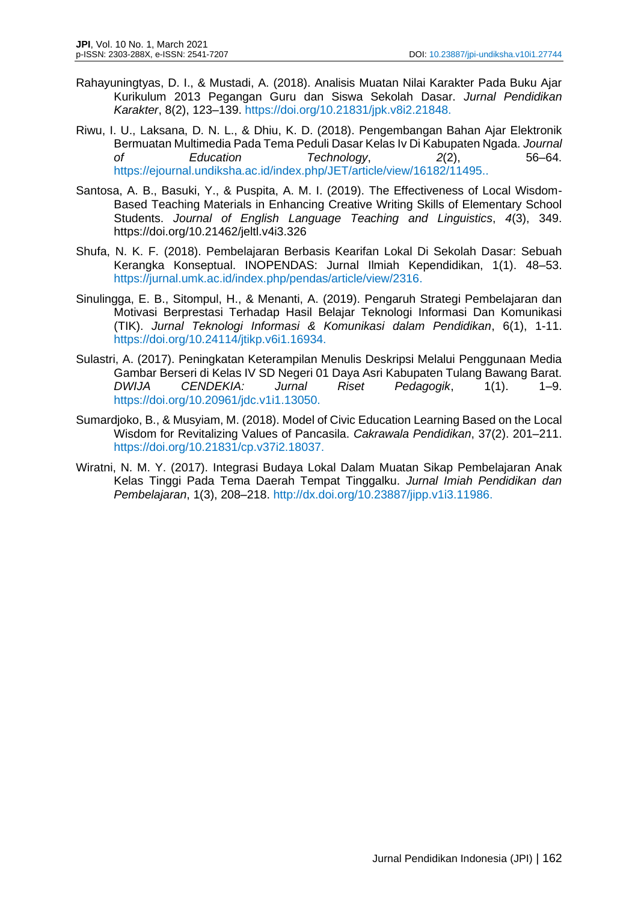Rahayuningtyas, D. I., & Mustadi, A. (2018). Analisis Muatan Nilai Karakter Pada Buku Ajar Kurikulum 2013 Pegangan Guru dan Siswa Sekolah Dasar. *Jurnal Pendidikan Karakter*, 8(2), 123–139. https://doi.org/10.21831/jpk.v8i2.21848.

Riwu, I. U., Laksana, D. N. L., & Dhiu, K. D. (2018). Pengembangan Bahan Ajar Elektronik Bermuatan Multimedia Pada Tema Peduli Dasar Kelas Iv Di Kabupaten Ngada. *Journal of Education Technology*, *2*(2), 56–64. https://ejournal.undiksha.ac.id/index.php/JET/article/view/16182/11495..

Santosa, A. B., Basuki, Y., & Puspita, A. M. I. (2019). The Effectiveness of Local Wisdom-Based Teaching Materials in Enhancing Creative Writing Skills of Elementary School Students. *Journal of English Language Teaching and Linguistics*, *4*(3), 349. https://doi.org/10.21462/jeltl.v4i3.326

Shufa, N. K. F. (2018). Pembelajaran Berbasis Kearifan Lokal Di Sekolah Dasar: Sebuah Kerangka Konseptual. INOPENDAS: Jurnal Ilmiah Kependidikan, 1(1). 48–53. https://jurnal.umk.ac.id/index.php/pendas/article/view/2316.

Sinulingga, E. B., Sitompul, H., & Menanti, A. (2019). Pengaruh Strategi Pembelajaran dan Motivasi Berprestasi Terhadap Hasil Belajar Teknologi Informasi Dan Komunikasi (TIK). *Jurnal Teknologi Informasi & Komunikasi dalam Pendidikan*, 6(1), 1-11. https://doi.org/10.24114/jtikp.v6i1.16934.

Sulastri, A. (2017). Peningkatan Keterampilan Menulis Deskripsi Melalui Penggunaan Media Gambar Berseri di Kelas IV SD Negeri 01 Daya Asri Kabupaten Tulang Bawang Barat. *DWIJA CENDEKIA: Jurnal Riset Pedagogik*, 1(1). 1–9. https://doi.org/10.20961/jdc.v1i1.13050.

Sumardjoko, B., & Musyiam, M. (2018). Model of Civic Education Learning Based on the Local Wisdom for Revitalizing Values of Pancasila. *Cakrawala Pendidikan*, 37(2). 201–211. https://doi.org/10.21831/cp.v37i2.18037.

Wiratni, N. M. Y. (2017). Integrasi Budaya Lokal Dalam Muatan Sikap Pembelajaran Anak Kelas Tinggi Pada Tema Daerah Tempat Tinggalku. *Jurnal Imiah Pendidikan dan Pembelajaran*, 1(3), 208–218. http://dx.doi.org/10.23887/jipp.v1i3.11986.